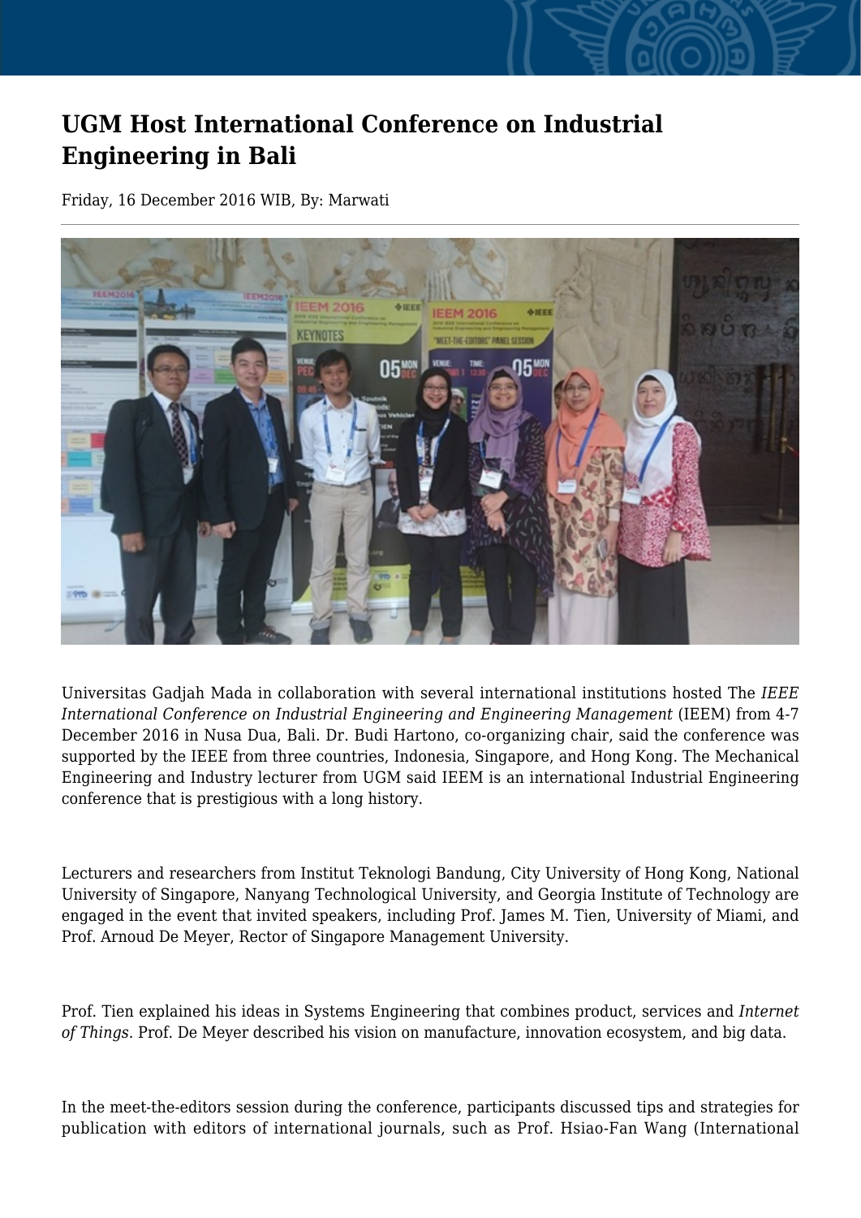# UGM Host International Conference on Industrial Engineering in Bali

Friday, 16 December 2016 WIB, By: Marwati

Universitas Gadjah Mada in collaboration with several international institutions hosted The *IEEE International Conference on Industrial Engineering and Engineering Management* (IEEM) from 4-7 December 2016 in Nusa Dua, Bali. Dr. Budi Hartono, co-organizing chair, said the conference was supported by the IEEE from three countries, Indonesia, Singapore, and Hong Kong. The Mechanical Engineering and Industry lecturer from UGM said IEEM is an international Industrial Engineering conference that is prestigious with a long history.

Lecturers and researchers from Institut Teknologi Bandung, City University of Hong Kong, National University of Singapore, Nanyang Technological University, and Georgia Institute of Technology are engaged in the event that invited speakers, including Prof. James M. Tien, University of Miami, and Prof. Arnoud De Meyer, Rector of Singapore Management University.

Prof. Tien explained his ideas in Systems Engineering that combines product, services and *Internet of Things*. Prof. De Meyer described his vision on manufacture, innovation ecosystem, and big data.

In the meet-the-editors session during the conference, participants discussed tips and strategies for publication with editors of international journals, such as Prof. Hsiao-Fan Wang (International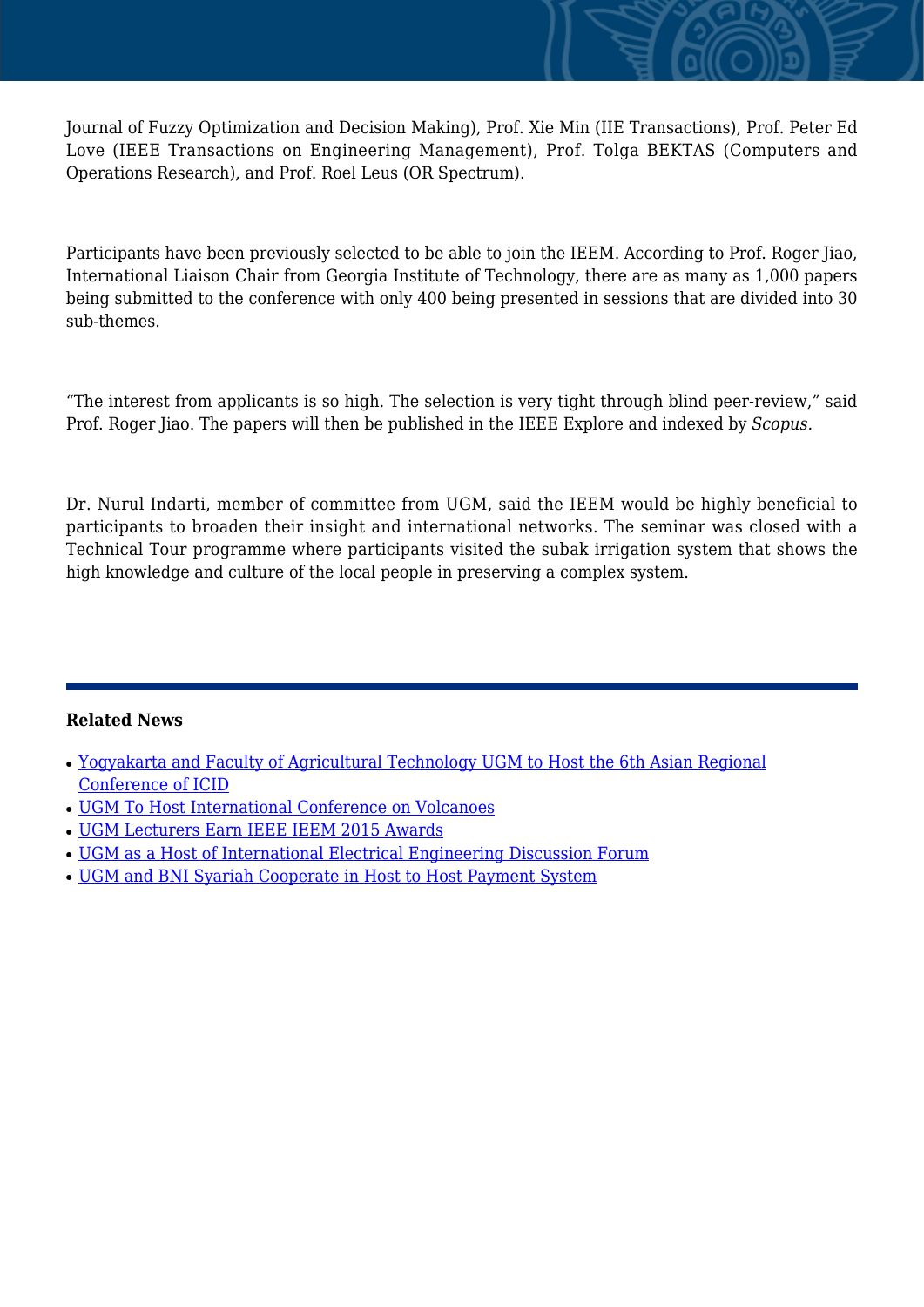Journal of Fuzzy Optimization and Decision Making), Prof. Xie Min (IIE Transactions), Prof. Peter Ed Love (IEEE Transactions on Engineering Management), Prof. Tolga BEKTAS (Computers and Operations Research), and Prof. Roel Leus (OR Spectrum).

Participants have been previously selected to be able to join the IEEM. According to Prof. Roger Jiao, International Liaison Chair from Georgia Institute of Technology, there are as many as 1,000 papers being submitted to the conference with only 400 being presented in sessions that are divided into 30 sub-themes.

“The interest from applicants is so high. The selection is very tight through blind peer-review,” said Prof. Roger Jiao. The papers will then be published in the IEEE Explore and indexed by *Scopus*.

Dr. Nurul Indarti, member of committee from UGM, said the IEEM would be highly beneficial to participants to broaden their insight and international networks. The seminar was closed with a Technical Tour programme where participants visited the subak irrigation system that shows the high knowledge and culture of the local people in preserving a complex system.

---

**Related News**

- Yogyakarta and Faculty of Agricultural Technology UGM to Host the 6th Asian Regional Conference of ICID
- UGM To Host International Conference on Volcanoes
- UGM Lecturers Earn IEEE IEEM 2015 Awards
- UGM as a Host of International Electrical Engineering Discussion Forum
- UGM and BNI Syariah Cooperate in Host to Host Payment System